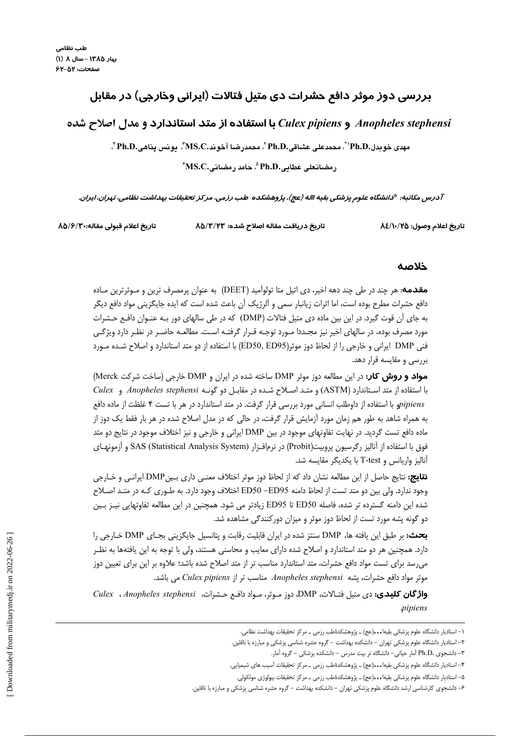# بررسی دوز موثر دافع حشرات دی متیل فتالات (ایرانی وخارجی) در مقابل *Anopheles stephensi* و *Culex pipiens* با استفاده از متد استاندارد و مدل اصلاح شده

مهدی خوبدل.Ph.D[1*]، محمدعلی عشاقی.Ph.D[2]، محمدرضا آخوند.MS.C[3]، یونس پناهی.Ph.D[4]، رمضانعلی عطایی.Ph.D[5]، حامد رمضانی.MS.C[6]

*آدرس مکاتبه: \*دانشگاه علوم پزشکی بقیه الله (عج)، پژوهشکده طب رزمی، مرکز تحقیقات بهداشت نظامی، تهران، ایران.*

تاریخ اعلام وصول: ۸۴/۱۰/۲۵ — تاریخ دریافت مقاله اصلاح شده: ۸۵/۳/۲۳ — تاریخ اعلام قبولی مقاله: ۸۵/۶/۳۰

## خلاصه

**مقدمه**: هر چند در طی چند دهه اخیر، دی اتیل متا تولوآمید (DEET) به عنوان پرمصرف ترین و موثرترین ماده دافع حشرات مطرح بوده است، اما اثرات زیانبار سمی و آلرژیک آن باعث شده است که ایده جایگزینی مواد دافع دیگر به جای آن قوت گیرد. در این بین ماده دی متیل فتالات (DMP) که در طی سالهای دور بـه عنـوان دافـع حـشرات مورد مصرف بوده، در سالهای اخیر نیز مجـددا مـورد توجـه قـرار گرفتـه اسـت. مطالعـه حاضـر در نظـر دارد ویژگـی فنی DMP ایرانی و خارجی را از لحاظ دوز موثر(ED50, ED95) با استفاده از دو متد استاندارد و اصلاح شـده مـورد بررسی و مقایسه قرار دهد.

**مواد و روش کار:** در این مطالعه دوز موثر DMP ساخته شده در ایران و DMP خارجی (ساخت شرکت Merck) با استفاده از متد اسـتاندارد (ASTM) و متـد اصـلاح شـده در مقابـل دو گونـه *Anopheles stephensi* و *Culex pipiens* با استفاده از داوطلب انسانی مورد بررسی قرار گرفت. در متد استاندارد در هر با تست ۴ غلظت از ماده دافع به همراه شاهد به طور هم زمان مورد آزمایش قرار گرفت، در حالی که در مدل اصلاح شده در هر بار فقط یک دوز از ماده دافع تست گردید. در نهایت تفاوتهای موجود در بین DMP ایرانی و خارجی و نیز اختلاف موجود در نتایج دو متد فوق با استفاده از آنالیز رگرسیون پروبیت(Probit) در نرم‌افـزار SAS (Statistical Analysis System) و آزمونهـای آنالیز واریانس و T-test با یکدیگر مقایسه شد.

**نتایج:** نتایج حاصل از این مطالعه نشان داد که از لحاظ دوز موثر اختلاف معنـی داری بـینDMP ایرانـی و خـارجی وجود ندارد. ولی بین دو متد تست از لحاظ دامنه ED50 –ED95 اختلاف وجود دارد. به طـوری کـه در متـد اصـلاح شده این دامنه گسترده تر شده، فاصله ED50 تا ED95 زیادتر می شود. همچنین در این مطالعه تفاوتهایی نیـز بـین دو گونه پشه مورد تست از لحاظ دوز موثر و میزان دورکنندگی مشاهده شد.

**بحث:** بر طبق این یافته ها، DMP سنتز شده در ایران قابلیت رقابت و پتانسیل جایگزینی بجـای DMP خـارجی را دارد. همچنین هر دو متد استاندارد و اصلاح شده دارای معایب و محاسنی هستند، ولی با توجه به این یافته‌ها به نظـر می‌رسد برای تست مواد دافع حشرات، متد استاندارد مناسب تر از متد اصلاح شده باشد؛ علاوه بر این برای تعیین دوز موثر مواد دافع حشرات، پشه *Anopheles stephensi* مناسب تر از *Culex pipiens* می باشد.

**واژگان کلیدی:** دی متیل فتـالات، DMP، دوز مـوثر، مـواد دافـع حـشرات، *Anopheles stephensi* ، *Culex pipiens*.

---

۱- استادیار دانشگاه علوم پزشکی بقیه‌ا...(عج) ـ پژوهشکدهٔطب رزمی ـ مرکز تحقیقات بهداشت نظامی.

۲- استادیار دانشگاه علوم پزشکی تهران - دانشکده بهداشت - گروه حشره شناسی پزشکی و مبارزه با ناقلین.

۳- دانشجوی .Ph.D آمار حیاتی- دانشگاه تر بیت مدرس - دانشکده پزشکی - گروه آمار.

۴- استادیار دانشگاه علوم پزشکی بقیه‌ا...(عج) ـ پژوهشکدهٔطب رزمی ـ مرکز تحقیقات آسیب های شیمیایی.

۵- استادیار دانشگاه علوم پزشکی بقیه‌ا...(عج) ـ پژوهشکدهٔطب رزمی ـ مرکز تحقیقات بیولوژی مولکولی.

۶- دانشجوی کارشناسی ارشد دانشگاه علوم پزشکی تهران - دانشکده بهداشت - گروه حشره شناسی پزشکی و مبارزه با ناقلین.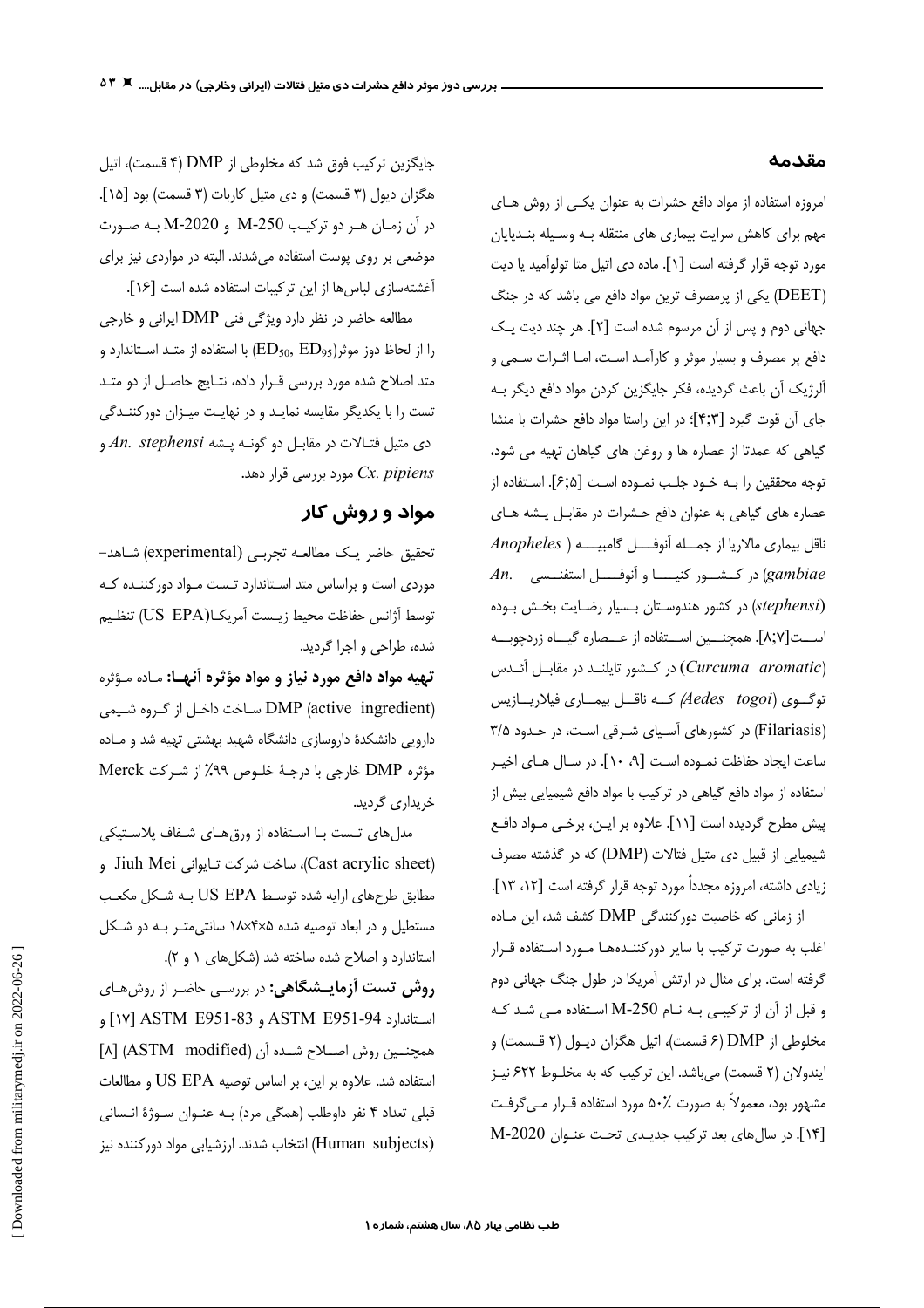## مقدمه

امروزه استفاده از مواد دافع حشرات به عنوان یکی از روش های مهم برای کاهش سرایت بیماری های منتقله به وسیله بندپایان مورد توجه قرار گرفته است [۱]. ماده دی اتیل متا تولوآمید یا دیت (DEET) یکی از پرمصرف ترین مواد دافع می باشد که در جنگ جهانی دوم و پس از آن مرسوم شده است [۲]. هر چند دیت یک دافع پر مصرف و بسیار موثر و کارآمد است، اما اثرات سمی و آلرژیک آن باعث گردیده، فکر جایگزین کردن مواد دافع دیگر به جای آن قوت گیرد [۳;۴]؛ در این راستا مواد دافع حشرات با منشا گیاهی که عمدتا از عصاره ها و روغن های گیاهان تهیه می شود، توجه محققین را به خود جلب نموده است [۵;۶]. استفاده از عصاره های گیاهی به عنوان دافع حشرات در مقابل پشه های ناقل بیماری مالاریا از جمله آنوفل گامبیه (*Anopheles gambiae*) در کشور کنیا و آنوفل استفنسی (*An. stephensi*) در کشور هندوستان بسیار رضایت بخش بوده است[۷;۸]. همچنین استفاده از عصاره گیاه زردچوبه (*Curcuma aromatic*) در کشور تایلند در مقابل آئدس توگوی (*Aedes togoi*) که ناقل بیماری فیلاریازیس (Filariasis) در کشورهای آسیای شرقی است، در حدود ۳/۵ ساعت ایجاد حفاظت نموده است [۹، ۱۰]. در سال های اخیر استفاده از مواد دافع گیاهی در ترکیب با مواد دافع شیمیایی بیش از پیش مطرح گردیده است [۱۱]. علاوه بر این، برخی مواد دافع شیمیایی از قبیل دی متیل فتالات (DMP) که در گذشته مصرف زیادی داشته، امروزه مجدداً مورد توجه قرار گرفته است [۱۲، ۱۳].

از زمانی که خاصیت دورکنندگی DMP کشف شد، این ماده اغلب به صورت ترکیب با سایر دورکننده‌ها مورد استفاده قرار گرفته است. برای مثال در ارتش آمریکا در طول جنگ جهانی دوم و قبل از آن از ترکیبی به نام M-250 استفاده می شد که مخلوطی از DMP (۶ قسمت)، اتیل هگزان دیول (۲ قسمت) و ایندولان (۲ قسمت) می‌باشد. این ترکیب که به مخلوط ۶۲۲ نیز مشهور بود، معمولاً به صورت ۵۰٪ مورد استفاده قرار می‌گرفت [۱۴]. در سال‌های بعد ترکیب جدیدی تحت عنوان M-2020 جایگزین ترکیب فوق شد که مخلوطی از DMP (۴ قسمت)، اتیل هگزان دیول (۳ قسمت) و دی متیل کاربات (۳ قسمت) بود [۱۵]. در آن زمان هر دو ترکیب M-250 و M-2020 به صورت موضعی بر روی پوست استفاده می‌شدند. البته در مواردی نیز برای آغشته‌سازی لباس‌ها از این ترکیبات استفاده شده است [۱۶].

مطالعه حاضر در نظر دارد ویژگی فنی DMP ایرانی و خارجی را از لحاظ دوز موثر($ED_{50}$, $ED_{95}$) با استفاده از متد استاندارد و متد اصلاح شده مورد بررسی قرار داده، نتایج حاصل از دو متد تست را با یکدیگر مقایسه نماید و در نهایت میزان دورکنندگی دی متیل فتالات در مقابل دو گونه پشه *An. stephensi* و *Cx. pipiens* مورد بررسی قرار دهد.

## مواد و روش کار

تحقیق حاضر یک مطالعه تجربی (experimental) شاهد- موردی است و براساس متد استاندارد تست مواد دورکننده که توسط آژانس حفاظت محیط زیست آمریکا(US EPA) تنظیم شده، طراحی و اجرا گردید.

**تهیه مواد دافع مورد نیاز و مواد مؤثره آنها:** ماده مؤثره (active ingredient) DMP ساخت داخل از گروه شیمی دارویی دانشکدهٔ داروسازی دانشگاه شهید بهشتی تهیه شد و ماده مؤثره DMP خارجی با درجهٔ خلوص ۹۹٪ از شرکت Merck خریداری گردید.

مدل‌های تست با استفاده از ورق‌های شفاف پلاستیکی (Cast acrylic sheet)، ساخت شرکت تایوانی Jiuh Mei و مطابق طرح‌های ارایه شده توسط US EPA به شکل مکعب مستطیل و در ابعاد توصیه شده ۵×۴×۱۸ سانتی‌متر به دو شکل استاندارد و اصلاح شده ساخته شد (شکل‌های ۱ و ۲).

**روش تست آزمایشگاهی:** در بررسی حاضر از روش‌های استاندارد ASTM E951-94 و ASTM E951-83 [۱۷] و همچنین روش اصلاح شده آن (ASTM modified) [۸] استفاده شد. علاوه بر این، بر اساس توصیه US EPA و مطالعات قبلی تعداد ۴ نفر داوطلب (همگی مرد) به عنوان سوژهٔ انسانی (Human subjects) انتخاب شدند. ارزشیابی مواد دورکننده نیز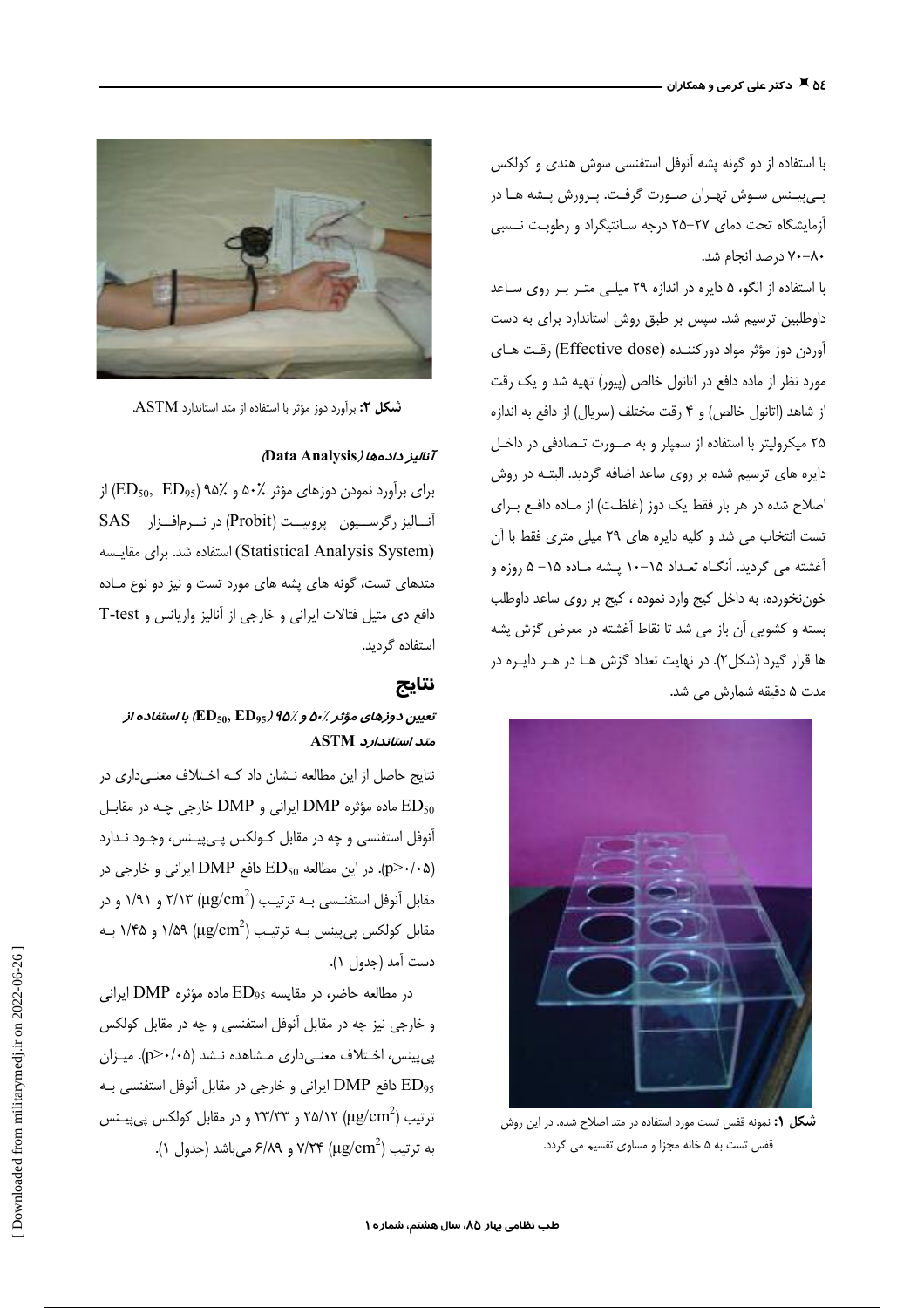با استفاده از دو گونه پشه آنوفل استفنسی سوش هندی و کولکس پی‌پینس سوش تهران صورت گرفت. پرورش پشه ها در آزمایشگاه تحت دمای ۲۷-۲۵ درجه سانتیگراد و رطوبت نسبی ۸۰-۷۰ درصد انجام شد.

با استفاده از الگو، ۵ دایره در اندازه ۲۹ میلی متر بر روی ساعد داوطلبین ترسیم شد. سپس بر طبق روش استاندارد برای به دست آوردن دوز مؤثر مواد دورکننده (Effective dose) رقت های مورد نظر از ماده دافع در اتانول خالص (پیور) تهیه شد و یک رقت از شاهد (اتانول خالص) و ۴ رقت مختلف (سریال) از دافع به اندازه ۲۵ میکرولیتر با استفاده از سمپلر و به صورت تصادفی در داخل دایره های ترسیم شده بر روی ساعد اضافه گردید. البته در روش اصلاح شده در هر بار فقط یک دوز (غلظت) از ماده دافع برای تست انتخاب می شد و کلیه دایره های ۲۹ میلی متری فقط با آن آغشته می گردید. آنگاه تعداد ۱۵-۱۰ پشه ماده ۱۵- ۵ روزه و خون‌نخورده، به داخل کیج وارد نموده ، کیج بر روی ساعد داوطلب بسته و کشویی آن باز می شد تا نقاط آغشته در معرض گزش پشه ها قرار گیرد (شکل۲). در نهایت تعداد گزش ها در هر دایره در مدت ۵ دقیقه شمارش می شد.

**شکل ۱:** نمونه قفس تست مورد استفاده در متد اصلاح شده. در این روش قفس تست به ۵ خانه مجزا و مساوی تقسیم می گردد.

**شکل ۲:** برآورد دوز مؤثر با استفاده از متد استاندارد ASTM.

### *آنالیز داده‌ها (Data Analysis)*

برای برآورد نمودن دوزهای مؤثر ۵۰٪ و ۹۵٪ ($ED_{50}$, $ED_{95}$) از آنالیز رگرسیون پروبیت (Probit) در نرم‌افزار SAS (Statistical Analysis System) استفاده شد. برای مقایسه متدهای تست، گونه های پشه های مورد تست و نیز دو نوع ماده دافع دی متیل فتالات ایرانی و خارجی از آنالیز واریانس و T-test استفاده گردید.

## نتایج

### *تعیین دوزهای مؤثر ۵۰٪ و ۹۵٪ ($ED_{50}$, $ED_{95}$) با استفاده از متد استاندارد ASTM*

نتایج حاصل از این مطالعه نشان داد که اختلاف معنی‌داری در $ED_{50}$ ماده مؤثره DMP ایرانی و DMP خارجی چه در مقابل آنوفل استفنسی و چه در مقابل کولکس پی‌پینس، وجود ندارد ($p>0.05$). در این مطالعه $ED_{50}$ دافع DMP ایرانی و خارجی در مقابل آنوفل استفنسی به ترتیب ($\mu g/cm^2$) ۲/۱۳ و ۱/۹۱ و در مقابل کولکس پی‌پینس به ترتیب ($\mu g/cm^2$) ۱/۵۹ و ۱/۴۵ به دست آمد (جدول ۱).

در مطالعه حاضر، در مقایسه $ED_{95}$ ماده مؤثره DMP ایرانی و خارجی نیز چه در مقابل آنوفل استفنسی و چه در مقابل کولکس پی‌پینس، اختلاف معنی‌داری مشاهده نشد ($p>0.05$). میزان $ED_{95}$ دافع DMP ایرانی و خارجی در مقابل آنوفل استفنسی به ترتیب ($\mu g/cm^2$) ۲۵/۱۲ و ۲۳/۳۳ و در مقابل کولکس پی‌پینس به ترتیب ($\mu g/cm^2$) ۷/۲۴ و ۶/۸۹ می‌باشد (جدول ۱).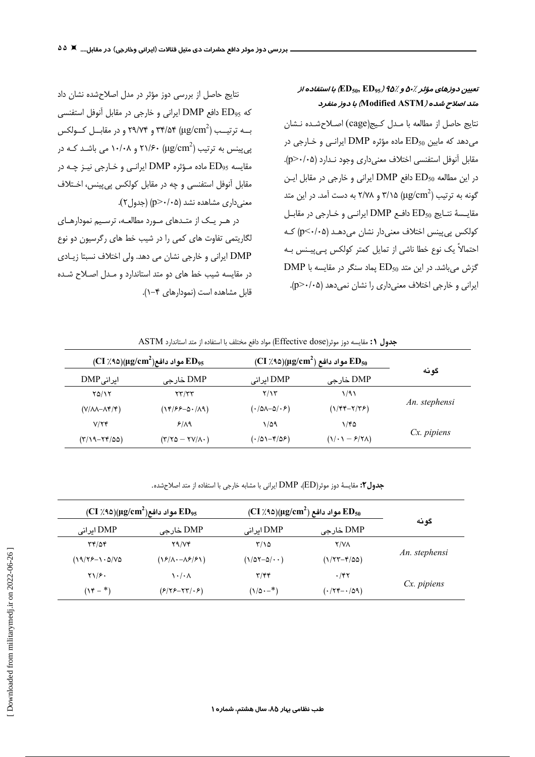### تعیین دوزهای مؤثر ٪۵۰ و ٪۹۵ ($ED_{50}$, $ED_{95}$) با استفاده از متد اصلاح شده (Modified ASTM) با دوز منفرد

نتایج حاصل از مطالعه با مـدل کـیج(cage) اصـلاح‌شـده نـشان می‌دهد که مابین $ED_{50}$ ماده مؤثره DMP ایرانـی و خـارجی در مقابل آنوفل استفنسی اختلاف معنی‌داری وجود نـدارد ($p>0/05$). در این مطالعه $ED_{50}$ دافع DMP ایرانی و خارجی در مقابل ایـن گونه به ترتیب ($\mu g/cm^2$) ۳/۱۵ و ۲/۷۸ به دست آمد. در این متد مقایسهٔ نتـایج $ED_{50}$ دافـع DMP ایرانـی و خـارجی در مقابـل کولکس پی‌پینس اختلاف معنی‌دار نشان می‌دهـد ($p<0/05$) کـه احتمالاً یک نوع خطا ناشی از تمایل کمتر کولکس پـی‌پیـنس بـه گزش می‌باشد. در این متد $ED_{50}$ پماد سنگر در مقایسه با DMP ایرانی و خارجی اختلاف معنی‌داری را نشان نمی‌دهد ($p>0/05$).

نتایج حاصل از بررسی دوز مؤثر در مدل اصلاح‌شده نشان داد که $ED_{95}$ دافع DMP ایرانی و خارجی در مقابل آنوفل استفنسی بـه ترتیـب ($\mu g/cm^2$) ۳۴/۵۴ و ۲۹/۷۴ و در مقابـل کـولکس پی‌پینس به ترتیب ($\mu g/cm^2$) ۲۱/۶۰ و ۱۰/۰۸ می باشد کـه در مقایسه $ED_{95}$ ماده مـؤثره DMP ایرانـی و خـارجی نیـز چـه در مقابل آنوفل استفنسی و چه در مقابل کولکس پی‌پینس، اخـتلاف معنی‌داری مشاهده نشد ($p>0/05$) (جدول۲).

در هـر یـک از متـدهای مـورد مطالعـه، ترسـیم نمودارهـای لگاریتمی تفاوت های کمی را در شیب خط های رگرسیون دو نوع DMP ایرانی و خارجی نشان می دهد. ولی اختلاف نسبتا زیـادی در مقایسه شیب خط های دو متد استاندارد و مـدل اصـلاح شـده قابل مشاهده است (نمودارهای ۴-۱).

**جدول ۱:** مقایسه دوز موثر(Effective dose) مواد دافع مختلف با استفاده از متد استاندارد ASTM

| گونه | $ED_{50}$ مواد دافع ($\mu g/cm^2$)(CI ٪۹۵) | | $ED_{95}$ مواد دافع($\mu g/cm^2$)(CI ٪۹۵) | |
|---|---|---|---|---|
| | DMP خارجی | DMP ایرانی | DMP خارجی | DMP ایرانی |
| *An. stephensi* | ۱/۹۱ (۱/۴۴–۲/۳۶) | ۲/۱۳ (۰/۵۸–۵/۰۶) | ۲۳/۳۳ (۱۴/۶۶–۵۰/۸۹) | ۲۵/۱۲ (۷/۸۸–۸۴/۴) |
| *Cx. pipiens* | ۱/۴۵ (۱/۰۱ – ۶/۲۸) | ۱/۵۹ (۰/۵۱–۴/۵۶) | ۶/۸۹ (۳/۲۵ – ۲۷/۸۰) | ۷/۲۴ (۳/۱۹–۲۴/۵۵) |

**جدول۲:** مقایسهٔ دوز موثر(ED)، DMP ایرانی با مشابه خارجی با استفاده از متد اصلاح‌شده.

| گونه | $ED_{50}$ مواد دافع ($\mu g/cm^2$)(CI ٪۹۵) | | $ED_{95}$ مواد دافع($\mu g/cm^2$)(CI ٪۹۵) | |
|---|---|---|---|---|
| | DMP خارجی | DMP ایرانی | DMP خارجی | DMP ایرانی |
| *An. stephensi* | ۲/۷۸ (۱/۲۳–۴/۵۵) | ۳/۱۵ (۱/۵۲–۵/۰۰) | ۲۹/۷۴ (۱۶/۸۰–۸۶/۶۱) | ۳۴/۵۴ (۱۹/۲۶–۱۰۵/۷۵) |
| *Cx. pipiens* | ۰/۴۲ (۰/۲۴–۰/۵۹) | ۳/۴۴ (۱/۵۰–*) | ۱۰/۰۸ (۶/۲۶–۲۳/۰۶) | ۲۱/۶۰ (۱۴ – *) |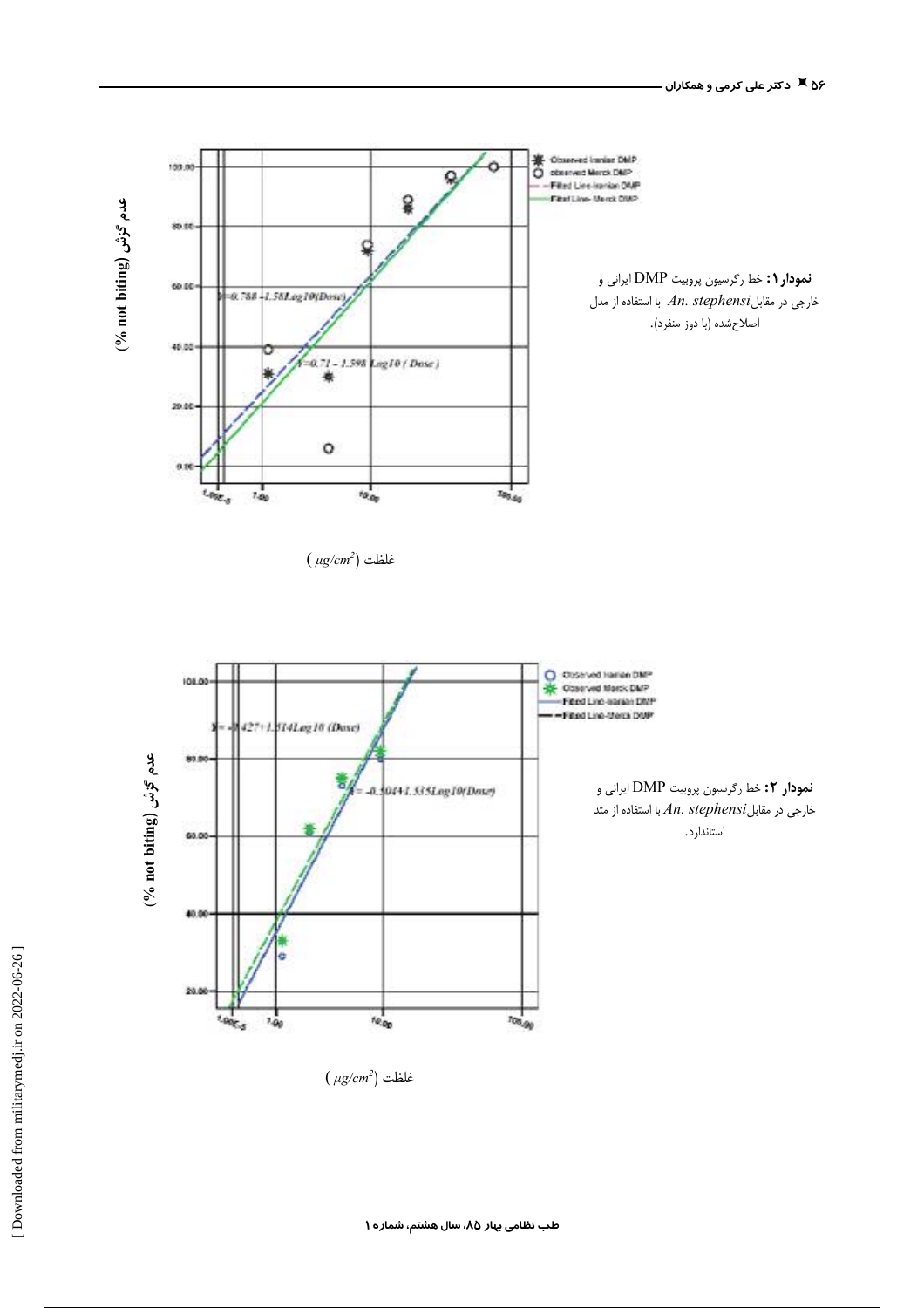**نمودار ۱:** خط رگرسیون پروبیت DMP ایرانی و خارجی در مقابل *An. stephensi* با استفاده از مدل اصلاح‌شده (با دوز منفرد).

**نمودار ۲:** خط رگرسیون پروبیت DMP ایرانی و خارجی در مقابل *An. stephensi* با استفاده از متد استاندارد.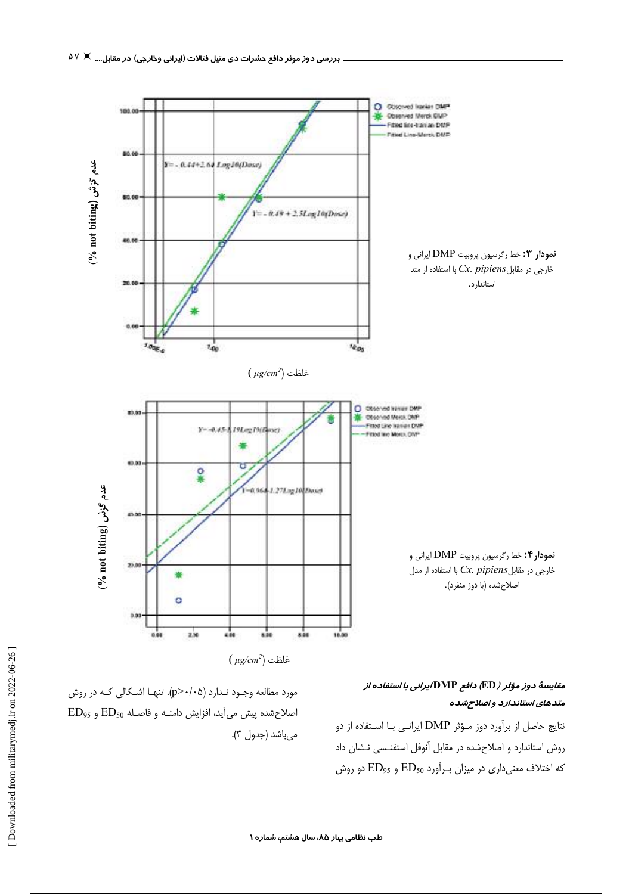**نمودار ۳:** خط رگرسیون پروبیت DMP ایرانی و خارجی در مقابل *Cx. pipiens* با استفاده از متد استاندارد.

**نمودار ۴:** خط رگرسیون پروبیت DMP ایرانی و خارجی در مقابل *Cx. pipiens* با استفاده از مدل اصلاح‌شده (با دوز منفرد).

### مقایسهٔ دوز مؤثر (ED) دافع DMP ایرانی با استفاده از متدهای استاندارد و اصلاح‌شده

نتایج حاصل از برآورد دوز مؤثر DMP ایرانی با استفاده از دو روش استاندارد و اصلاح‌شده در مقابل آنوفل استفنسی نشان داد که اختلاف معنی‌داری در میزان برآورد $ED_{50}$ و $ED_{95}$ دو روش مورد مطالعه وجود ندارد ($p>0.05$). تنها اشکالی که در روش اصلاح‌شده پیش می‌آید، افزایش دامنه و فاصله $ED_{50}$ و $ED_{95}$ می‌باشد (جدول ۳).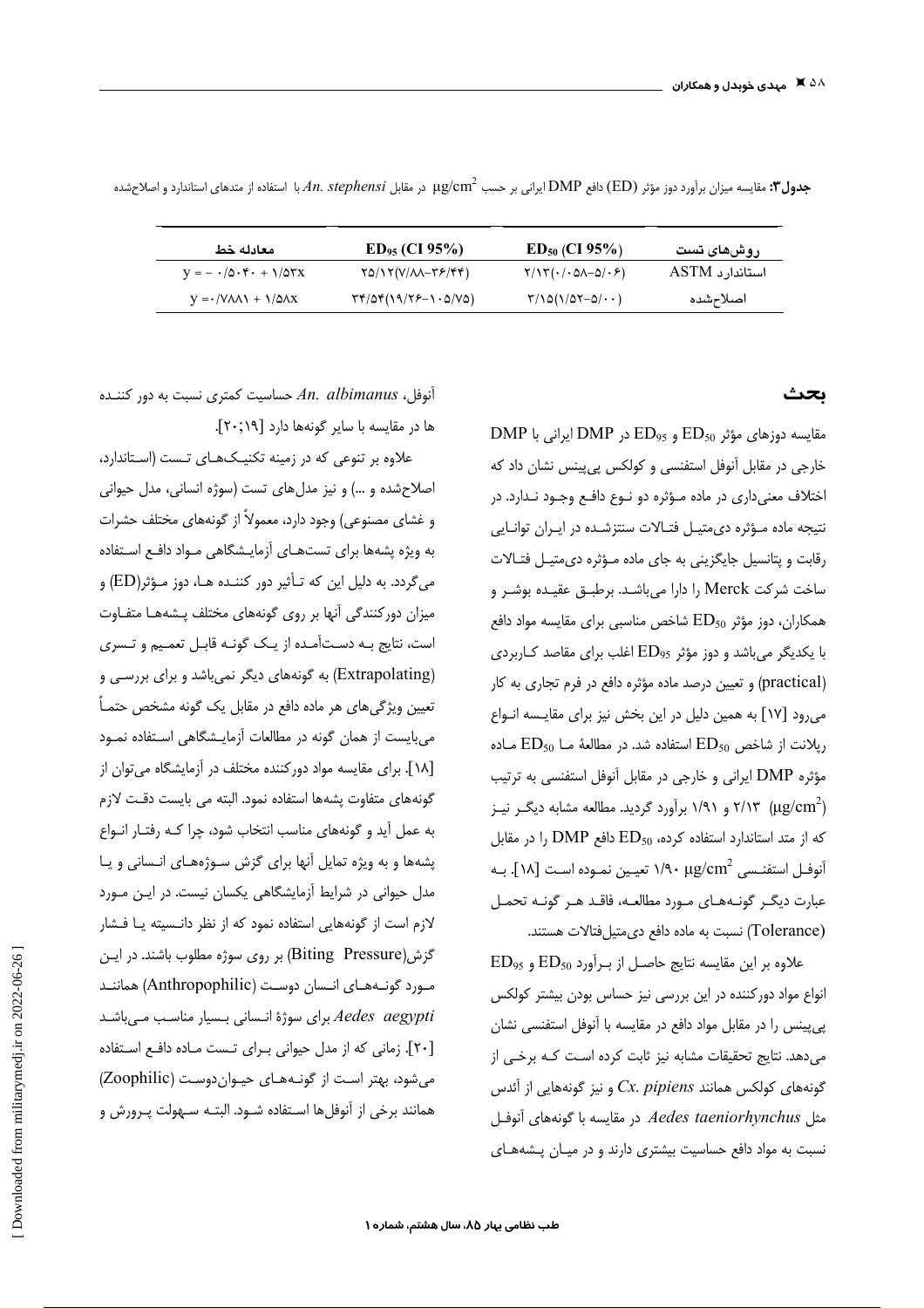**جدول ۳:** مقایسه میزان برآورد دوز مؤثر (ED) دافع DMP ایرانی بر حسب $\mu g/cm^2$ در مقابل *An. stephensi* با استفاده از متدهای استاندارد و اصلاح‌شده

| روش‌های تست | $ED_{50}$ (CI 95%) | $ED_{95}$ (CI 95%) | معادله خط |
|---|---|---|---|
| استاندارد ASTM | ۲/۱۳(۰/۰۵۸–۵/۰۶) | ۲۵/۱۲(۷/۸۸–۳۶/۴۴) | y = − ۰/۵۰۴۰ + ۱/۵۳x |
| اصلاح‌شده | ۳/۱۵(۱/۵۲–۵/۰۰) | ۳۴/۵۴(۱۹/۲۶–۱۰۵/۷۵) | y =۰/۷۸۸۱ + ۱/۵۸x |

## بحث

مقایسه دوزهای مؤثر $ED_{50}$ و $ED_{95}$ در DMP ایرانی با DMP خارجی در مقابل آنوفل استفنسی و کولکس پی‌پینس نشان داد که اختلاف معنی‌داری در ماده مـؤثره دو نـوع دافـع وجـود نـدارد. در نتیجه ماده مـؤثره دی‌متیـل فتـالات سنتزشـده در ایـران توانـایی رقابت و پتانسیل جایگزینی به جای ماده مـؤثره دی‌متیـل فتـالات ساخت شرکت Merck را دارا می‌باشـد. برطبـق عقیـده بوشـر و همکاران، دوز مؤثر $ED_{50}$ شاخص مناسبی برای مقایسه مواد دافع با یکدیگر می‌باشد و دوز مؤثر $ED_{95}$ اغلب برای مقاصد کـاربردی (practical) و تعیین درصد ماده مؤثره دافع در فرم تجاری به کار می‌رود [۱۷] به همین دلیل در این بخش نیز برای مقایسـه انـواع ریپلانت از شاخص $ED_{50}$ استفاده شد. در مطالعهٔ مـا $ED_{50}$ مـاده مؤثره DMP ایرانی و خارجی در مقابل آنوفل استفنسی به ترتیب ۲/۱۳ و ۱/۹۱ ($\mu g/cm^2$) برآورد گردید. مطالعه مشابه دیگـر نیـز که از متد استاندارد استفاده کرده، $ED_{50}$ دافع DMP را در مقابل آنوفـل استفنـسی ۱/۹۰ $\mu g/cm^2$ تعیـین نمـوده اسـت [۱۸]. بـه عبارت دیگـر گونـه‌هـای مـورد مطالعـه، فاقـد هـر گونـه تحمـل (Tolerance) نسبت به ماده دافع دی‌متیل‌فتالات هستند.

علاوه بر این مقایسه نتایج حاصـل از بـرآورد $ED_{50}$ و $ED_{95}$ انواع مواد دورکننده در این بررسی نیز حساس بودن بیشتر کولکس پی‌پینس را در مقابل مواد دافع در مقایسه با آنوفل استفنسی نشان می‌دهد. نتایج تحقیقات مشابه نیز ثابت کرده اسـت کـه برخـی از گونه‌های کولکس همانند *Cx. pipiens* و نیز گونه‌هایی از آئدس مثل *Aedes taeniorhynchus* در مقایسه با گونه‌های آنوفـل نسبت به مواد دافع حساسیت بیشتری دارند و در میـان پـشه‌هـای آنوفل، *An. albimanus* حساسیت کمتری نسبت به دور کننـده ها در مقایسه با سایر گونه‌ها دارد [۲۰;۱۹].

علاوه بر تنوعی که در زمینه تکنیـک‌هـای تـست (اسـتاندارد، اصلاح‌شده و ...) و نیز مدل‌های تست (سوژه انسانی، مدل حیوانی و غشای مصنوعی) وجود دارد، معمولاً از گونه‌های مختلف حشرات به ویژه پشه‌ها برای تست‌هـای آزمایـشگاهی مـواد دافـع اسـتفاده می‌گردد. به دلیل این که تـأثیر دور کننـده هـا، دوز مـؤثر(ED) و میزان دورکنندگی آنها بر روی گونه‌های مختلف پـشه‌هـا متفـاوت است، نتایج بـه دسـت‌آمـده از یـک گونـه قابـل تعمـیم و تـسری (Extrapolating) به گونه‌های دیگر نمی‌باشد و برای بررسـی و تعیین ویژگی‌های هر ماده دافع در مقابل یک گونه مشخص حتمـاً می‌بایست از همان گونه در مطالعات آزمایـشگاهی اسـتفاده نمـود [۱۸]. برای مقایسه مواد دورکننده مختلف در آزمایشگاه می‌توان از گونه‌های متفاوت پشه‌ها استفاده نمود. البته می بایست دقـت لازم به عمل آید و گونه‌های مناسب انتخاب شود، چرا کـه رفتـار انـواع پشه‌ها و به ویژه تمایل آنها برای گزش سـوژه‌هـای انـسانی و یـا مدل حیوانی در شرایط آزمایشگاهی یکسان نیست. در ایـن مـورد لازم است از گونه‌هایی استفاده نمود که از نظر دانـسیته یـا فـشار گزش(Biting Pressure) بر روی سوژه مطلوب باشند. در ایـن مـورد گونـه‌هـای انـسان دوسـت (Anthropophilic) هماننـد *Aedes aegypti* برای سوژهٔ انسانی بسیار مناسب مـی‌باشـد [۲۰]. زمانی که از مدل حیوانی بـرای تـست مـاده دافـع اسـتفاده می‌شود، بهتر اسـت از گونـه‌هـای حیـوان‌دوسـت (Zoophilic) همانند برخی از آنوفل‌ها اسـتفاده شـود. البتـه سـهولت پـرورش و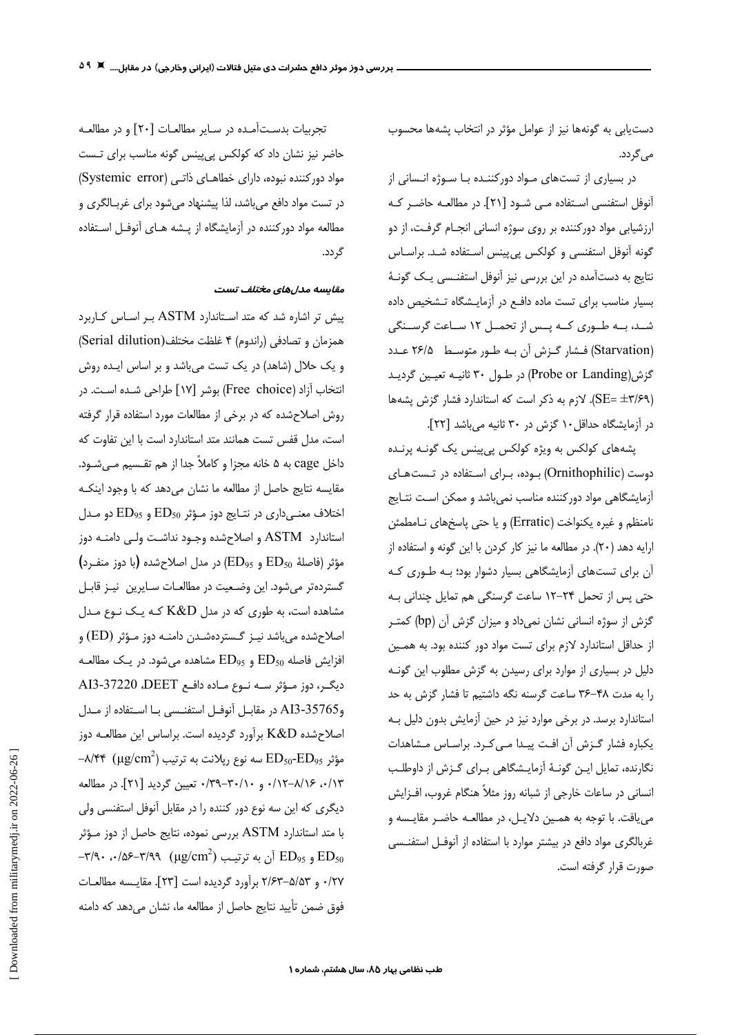دست‌یابی به گونه‌ها نیز از عوامل مؤثر در انتخاب پشه‌ها محسوب می‌گردد.

در بسیاری از تست‌های مواد دورکننده با سوژه انسانی از آنوفل استفنسی استفاده می شود [۲۱]. در مطالعه حاضر که ارزشیابی مواد دورکننده بر روی سوژه انسانی انجام گرفت، از دو گونه آنوفل استفنسی و کولکس پی‌پینس استفاده شد. براساس نتایج به دست‌آمده در این بررسی نیز آنوفل استفنسی یک گونهٔ بسیار مناسب برای تست ماده دافع در آزمایشگاه تشخیص داده شد، به طوری که پس از تحمل ۱۲ ساعت گرسنگی (Starvation) فشار گزش آن به طور متوسط ۲۶/۵ عدد گزش(Probe or Landing) در طول ۳۰ ثانیه تعیین گردید (SE= ±۳/۶۹). لازم به ذکر است که استاندارد فشار گزش پشه‌ها در آزمایشگاه حداقل ۱۰ گزش در ۳۰ ثانیه می‌باشد [۲۲].

پشه‌های کولکس به ویژه کولکس پی‌پینس یک گونه پرنده دوست (Ornithophilic) بوده، برای استفاده در تست‌های آزمایشگاهی مواد دورکننده مناسب نمی‌باشد و ممکن است نتایج نامنظم و غیره یکنواخت (Erratic) و یا حتی پاسخ‌های نامطمئن ارایه دهد (۲۰). در مطالعه ما نیز کار کردن با این گونه و استفاده از آن برای تست‌های آزمایشگاهی بسیار دشوار بود؛ به طوری که حتی پس از تحمل ۲۴-۱۲ ساعت گرسنگی هم تمایل چندانی به گزش از سوژه انسانی نشان نمی‌داد و میزان گزش آن (bp) کمتر از حداقل استاندارد لازم برای تست مواد دور کننده بود. به همین دلیل در بسیاری از موارد برای رسیدن به گزش مطلوب این گونه را به مدت ۴۸-۳۶ ساعت گرسنه نگه داشتیم تا فشار گزش به حد استاندارد برسد. در برخی موارد نیز در حین آزمایش بدون دلیل به یکباره فشار گزش آن افت پیدا می‌کرد. براساس مشاهدات نگارنده، تمایل این گونهٔ آزمایشگاهی برای گزش از داوطلب انسانی در ساعات خارجی از شبانه روز مثلاً هنگام غروب، افزایش می‌یافت. با توجه به همین دلایل، در مطالعه حاضر مقایسه و غربالگری مواد دافع در بیشتر موارد با استفاده از آنوفل استفنسی صورت قرار گرفته است.

تجربیات بدست‌آمده در سایر مطالعات [۲۰] و در مطالعه حاضر نیز نشان داد که کولکس پی‌پینس گونه مناسب برای تست مواد دورکننده نبوده، دارای خطاهای ذاتی (Systemic error) در تست مواد دافع می‌باشد، لذا پیشنهاد می‌شود برای غربالگری و مطالعه مواد دورکننده در آزمایشگاه از پشه های آنوفل استفاده گردد.

### *مقایسه مدل‌های مختلف تست*

پیش تر اشاره شد که متد استاندارد ASTM بر اساس کاربرد همزمان و تصادفی (راندوم) ۴ غلظت مختلف(Serial dilution) و یک حلال (شاهد) در یک تست می‌باشد و بر اساس ایده روش انتخاب آزاد (Free choice) بوشر [۱۷] طراحی شده است. در روش اصلاح‌شده که در برخی از مطالعات مورد استفاده قرار گرفته است، مدل قفس تست همانند متد استاندارد است با این تفاوت که داخل cage به ۵ خانه مجزا و کاملاً جدا از هم تقسیم می‌شود. مقایسه نتایج حاصل از مطالعه ما نشان می‌دهد که با وجود اینکه اختلاف معنی‌داری در نتایج دوز مؤثر $ED_{50}$ و $ED_{95}$ دو مدل استاندارد ASTM و اصلاح‌شده وجود نداشت ولی دامنه دوز مؤثر (فاصلهٔ $ED_{50}$ و $ED_{95}$) در مدل اصلاح‌شده **(**با دوز منفرد**)** گسترده‌تر می‌شود. این وضعیت در مطالعات سایرین نیز قابل مشاهده است، به طوری که در مدل K&D که یک نوع مدل اصلاح‌شده می‌باشد نیز گسترده‌شدن دامنه دوز مؤثر (ED) و افزایش فاصله $ED_{50}$ و $ED_{95}$ مشاهده می‌شود. در یک مطالعه دیگر، دوز مؤثر سه نوع ماده دافع DEET، AI3-37220 وAI3-35765 در مقابل آنوفل استفنسی با استفاده از مدل اصلاح‌شده K&D برآورد گردیده است. براساس این مطالعه دوز مؤثر $ED_{50}$-$ED_{95}$ سه نوع رپلانت به ترتیب ($\mu g/cm^2$) ۸/۴۴-۰/۱۳، ۸/۱۶-۰/۱۲ و ۳۰/۱۰-۰/۳۹ تعیین گردید [۲۱]. در مطالعه دیگری که این سه نوع دور کننده را در مقابل آنوفل استفنسی ولی با متد استاندارد ASTM بررسی نموده، نتایج حاصل از دوز مؤثر $ED_{50}$ و $ED_{95}$ آن به ترتیب ($\mu g/cm^2$) ۳/۹۹-۰/۵۶، ۳/۹۰-۰/۲۷ و ۵/۵۳-۲/۶۳ برآورد گردیده است [۲۳]. مقایسه مطالعات فوق ضمن تأیید نتایج حاصل از مطالعه ما، نشان می‌دهد که دامنه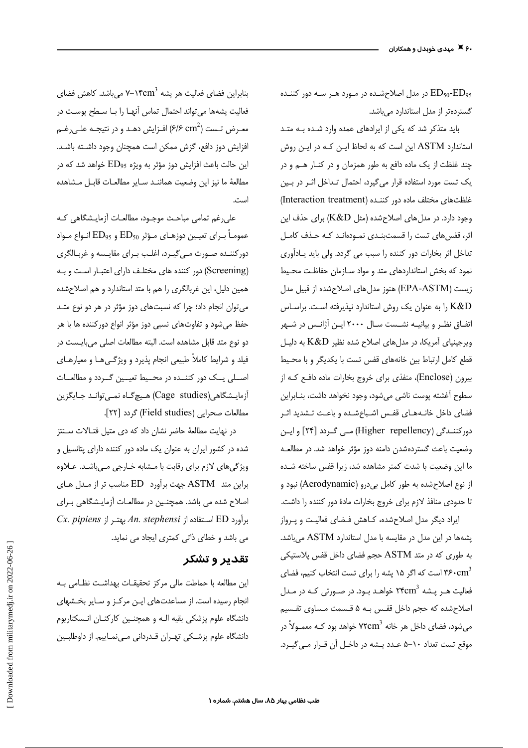$ED_{50}$-$ED_{95}$ در مدل اصلاح‌شده در مورد هر سه دور کننده گسترده‌تر از مدل استاندارد می‌باشد.

باید متذکر شد که یکی از ایرادهای عمده وارد شده به متد استاندارد ASTM این است که به لحاظ این که در این روش چند غلظت از یک ماده دافع به طور همزمان و در کنار هم و در یک تست مورد استفاده قرار می‌گیرد، احتمال تداخل اثر در بین غلظت‌های مختلف ماده دور کننده (Interaction treatment) وجود دارد. در مدل‌های اصلاح‌شده (مثل K&D) برای حذف این اثر، قفس‌های تست را قسمت‌بندی نموده‌اند که حذف کامل تداخل اثر بخارات دور کننده را سبب می گردد. ولی باید یادآوری نمود که بخش استانداردهای متد و مواد سازمان حفاظت محیط زیست (EPA-ASTM) هنوز مدل‌های اصلاح‌شده از قبیل مدل K&D را به عنوان یک روش استاندارد نپذیرفته است. براساس اتفاق نظر و بیانیه نشست سال ۲۰۰۰ این آژانس در شهر ویرجینیای آمریکا، در مدل‌های اصلاح شده نظیر K&D به دلیل قطع کامل ارتباط بین خانه‌های قفس تست با یکدیگر و با محیط بیرون (Enclose)، منفذی برای خروج بخارات ماده دافع که از سطوح آغشته پوست ناشی می‌شود، وجود نخواهد داشت، بنابراین فضای داخل خانه‌های قفس اشباع‌شده و باعث تشدید اثر دورکنندگی (Higher repellency) می گردد [24] و این وضعیت باعث گسترده‌شدن دامنه دوز مؤثر خواهد شد. در مطالعه ما این وضعیت با شدت کمتر مشاهده شد، زیرا قفس ساخته شده از نوع اصلاح‌شده به طور کامل بی‌درو (Aerodynamic) نبود و تا حدودی منافذ لازم برای خروج بخارات مادهٔ دور کننده را داشت.

ایراد دیگر مدل اصلاح‌شده، کاهش فضای فعالیت و پرواز پشه‌ها در این مدل در مقایسه با مدل استاندارد ASTM می‌باشد. به طوری که در متد ASTM حجم فضای داخل قفس پلاستیکی ۳۶۰$cm^3$ است که اگر ۱۵ پشه را برای تست انتخاب کنیم، فضای فعالیت هر پشه ۲۴$cm^3$ خواهد بود. در صورتی که در مدل اصلاح‌شده که حجم داخل قفس به ۵ قسمت مساوی تقسیم می‌شود، فضای داخل هر خانه ۷۲$cm^3$ خواهد بود که معمولاً در موقع تست تعداد ۱۰-۵ عدد پشه در داخل آن قرار می‌گیرد.

بنابراین فضای فعالیت هر پشه ۱۴$cm^3$-۷ می‌باشد. کاهش فضای فعالیت پشه‌ها می‌تواند احتمال تماس آنها را با سطح پوست در معرض تست (۶/۶ $cm^2$) افزایش دهد و در نتیجه علی‌رغم افزایش دوز دافع، گزش ممکن است همچنان وجود داشته باشد. این حالت باعث افزایش دوز مؤثر به ویژه $ED_{95}$ خواهد شد که در مطالعهٔ ما نیز این وضعیت همانند سایر مطالعات قابل مشاهده است.

علی‌رغم تمامی مباحث موجود، مطالعات آزمایشگاهی که عموماً برای تعیین دوزهای مؤثر $ED_{50}$ و $ED_{95}$ انواع مواد دورکننده صورت می‌گیرد، اغلب برای مقایسه و غربالگری (Screening) دور کننده های مختلف دارای اعتبار است و به همین دلیل، این غربالگری را هم با متد استاندارد و هم اصلاح‌شده می‌توان انجام داد؛ چرا که نسبت‌های دوز مؤثر در هر دو نوع متد حفظ می‌شود و تفاوت‌های نسبی دوز مؤثر انواع دورکننده ها با هر دو نوع متد قابل مشاهده است. البته مطالعات اصلی می‌بایست در فیلد و شرایط کاملاً طبیعی انجام پذیرد و ویژگی‌ها و معیارهای اصلی یک دور کننده در محیط تعیین گردد و مطالعات آزمایشگاهی(Cage studies) هیچ‌گاه نمی‌تواند جایگزین مطالعات صحرایی (Field studies) گردد [22].

در نهایت مطالعهٔ حاضر نشان داد که دی متیل فتالات سنتز شده در کشور ایران به عنوان یک ماده دور کننده دارای پتانسیل و ویژگی‌های لازم برای رقابت با مشابه خارجی می‌باشد. علاوه براین متد ASTM جهت برآورد ED مناسب تر از مدل های اصلاح شده می باشد. همچنین در مطالعات آزمایشگاهی برای برآورد ED استفاده از *An. stephensi* بهتر از *Cx. pipiens* می باشد و خطای ذاتی کمتری ایجاد می نماید.

## تقدیر و تشکر

این مطالعه با حمایت مالی مرکز تحقیقات بهداشت نظامی به انجام رسیده است. از مساعدت‌های این مرکز و سایر بخش‌های دانشگاه علوم پزشکی بقیه اله و همچنین کارکنان انسکتاریوم دانشگاه علوم پزشکی تهران قدردانی می‌نماییم. از داوطلبین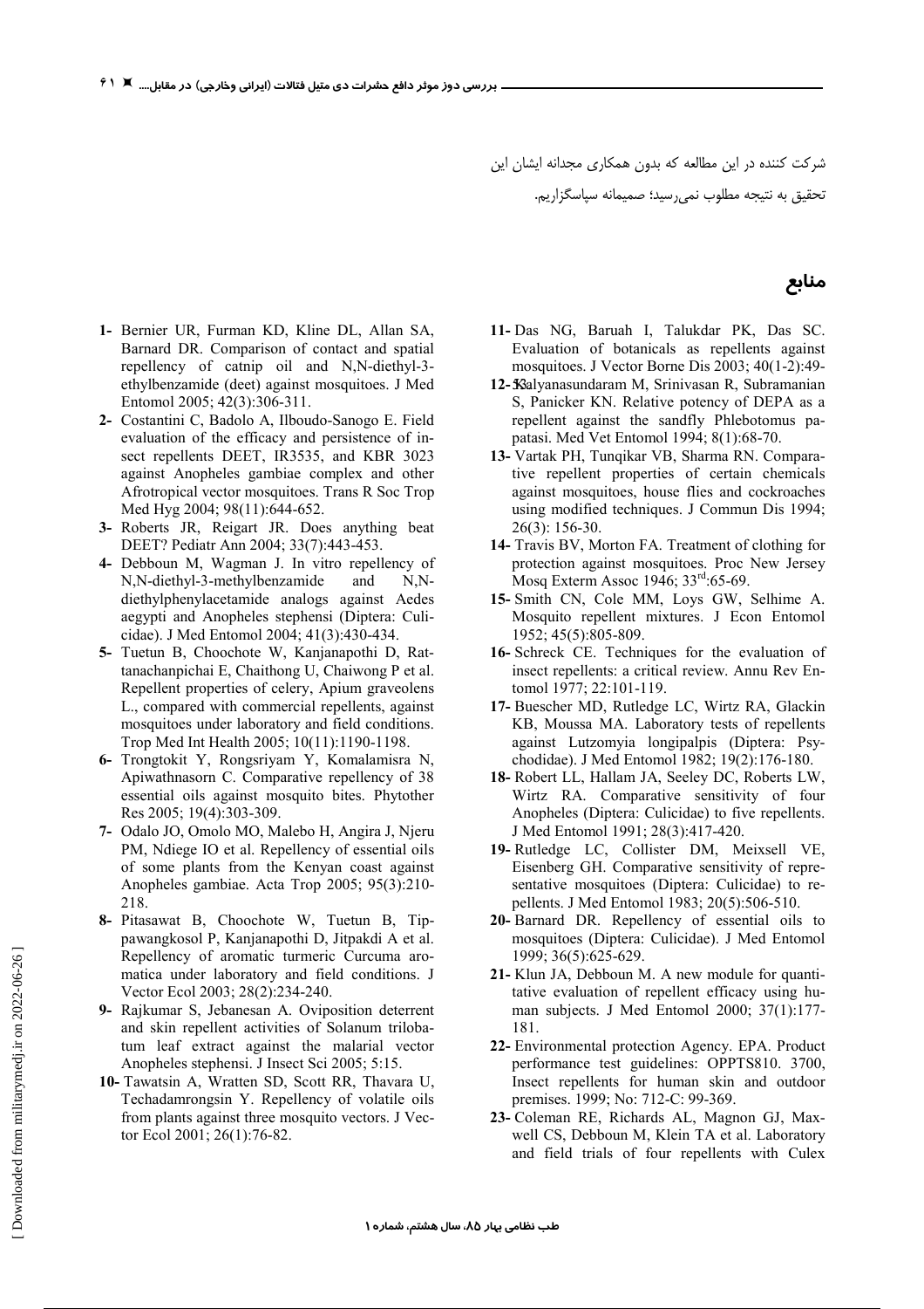شرکت کننده در این مطالعه که بدون همکاری مجدانه ایشان این تحقیق به نتیجه مطلوب نمی‌رسید؛ صمیمانه سپاسگزاریم.

## منابع

1- Bernier UR, Furman KD, Kline DL, Allan SA, Barnard DR. Comparison of contact and spatial repellency of catnip oil and N,N-diethyl-3-ethylbenzamide (deet) against mosquitoes. J Med Entomol 2005; 42(3):306-311.

2- Costantini C, Badolo A, Ilboudo-Sanogo E. Field evaluation of the efficacy and persistence of insect repellents DEET, IR3535, and KBR 3023 against Anopheles gambiae complex and other Afrotropical vector mosquitoes. Trans R Soc Trop Med Hyg 2004; 98(11):644-652.

3- Roberts JR, Reigart JR. Does anything beat DEET? Pediatr Ann 2004; 33(7):443-453.

4- Debboun M, Wagman J. In vitro repellency of N,N-diethyl-3-methylbenzamide and N,N-diethylphenylacetamide analogs against Aedes aegypti and Anopheles stephensi (Diptera: Culicidae). J Med Entomol 2004; 41(3):430-434.

5- Tuetun B, Choochote W, Kanjanapothi D, Rattanachanpichai E, Chaithong U, Chaiwong P et al. Repellent properties of celery, Apium graveolens L., compared with commercial repellents, against mosquitoes under laboratory and field conditions. Trop Med Int Health 2005; 10(11):1190-1198.

6- Trongtokit Y, Rongsriyam Y, Komalamisra N, Apiwathnasorn C. Comparative repellency of 38 essential oils against mosquito bites. Phytother Res 2005; 19(4):303-309.

7- Odalo JO, Omolo MO, Malebo H, Angira J, Njeru PM, Ndiege IO et al. Repellency of essential oils of some plants from the Kenyan coast against Anopheles gambiae. Acta Trop 2005; 95(3):210-218.

8- Pitasawat B, Choochote W, Tuetun B, Tippawangkosol P, Kanjanapothi D, Jitpakdi A et al. Repellency of aromatic turmeric Curcuma aromatica under laboratory and field conditions. J Vector Ecol 2003; 28(2):234-240.

9- Rajkumar S, Jebanesan A. Oviposition deterrent and skin repellent activities of Solanum trilobatum leaf extract against the malarial vector Anopheles stephensi. J Insect Sci 2005; 5:15.

10- Tawatsin A, Wratten SD, Scott RR, Thavara U, Techadamrongsin Y. Repellency of volatile oils from plants against three mosquito vectors. J Vector Ecol 2001; 26(1):76-82.

11- Das NG, Baruah I, Talukdar PK, Das SC. Evaluation of botanicals as repellents against mosquitoes. J Vector Borne Dis 2003; 40(1-2):49-53.

12- Kalyanasundaram M, Srinivasan R, Subramanian S, Panicker KN. Relative potency of DEPA as a repellent against the sandfly Phlebotomus papatasi. Med Vet Entomol 1994; 8(1):68-70.

13- Vartak PH, Tunqikar VB, Sharma RN. Comparative repellent properties of certain chemicals against mosquitoes, house flies and cockroaches using modified techniques. J Commun Dis 1994; 26(3): 156-30.

14- Travis BV, Morton FA. Treatment of clothing for protection against mosquitoes. Proc New Jersey Mosq Exterm Assoc 1946; 33rd:65-69.

15- Smith CN, Cole MM, Loys GW, Selhime A. Mosquito repellent mixtures. J Econ Entomol 1952; 45(5):805-809.

16- Schreck CE. Techniques for the evaluation of insect repellents: a critical review. Annu Rev Entomol 1977; 22:101-119.

17- Buescher MD, Rutledge LC, Wirtz RA, Glackin KB, Moussa MA. Laboratory tests of repellents against Lutzomyia longipalpis (Diptera: Psychodidae). J Med Entomol 1982; 19(2):176-180.

18- Robert LL, Hallam JA, Seeley DC, Roberts LW, Wirtz RA. Comparative sensitivity of four Anopheles (Diptera: Culicidae) to five repellents. J Med Entomol 1991; 28(3):417-420.

19- Rutledge LC, Collister DM, Meixsell VE, Eisenberg GH. Comparative sensitivity of representative mosquitoes (Diptera: Culicidae) to repellents. J Med Entomol 1983; 20(5):506-510.

20- Barnard DR. Repellency of essential oils to mosquitoes (Diptera: Culicidae). J Med Entomol 1999; 36(5):625-629.

21- Klun JA, Debboun M. A new module for quantitative evaluation of repellent efficacy using human subjects. J Med Entomol 2000; 37(1):177-181.

22- Environmental protection Agency. EPA. Product performance test guidelines: OPPTS810. 3700, Insect repellents for human skin and outdoor premises. 1999; No: 712-C: 99-369.

23- Coleman RE, Richards AL, Magnon GJ, Maxwell CS, Debboun M, Klein TA et al. Laboratory and field trials of four repellents with Culex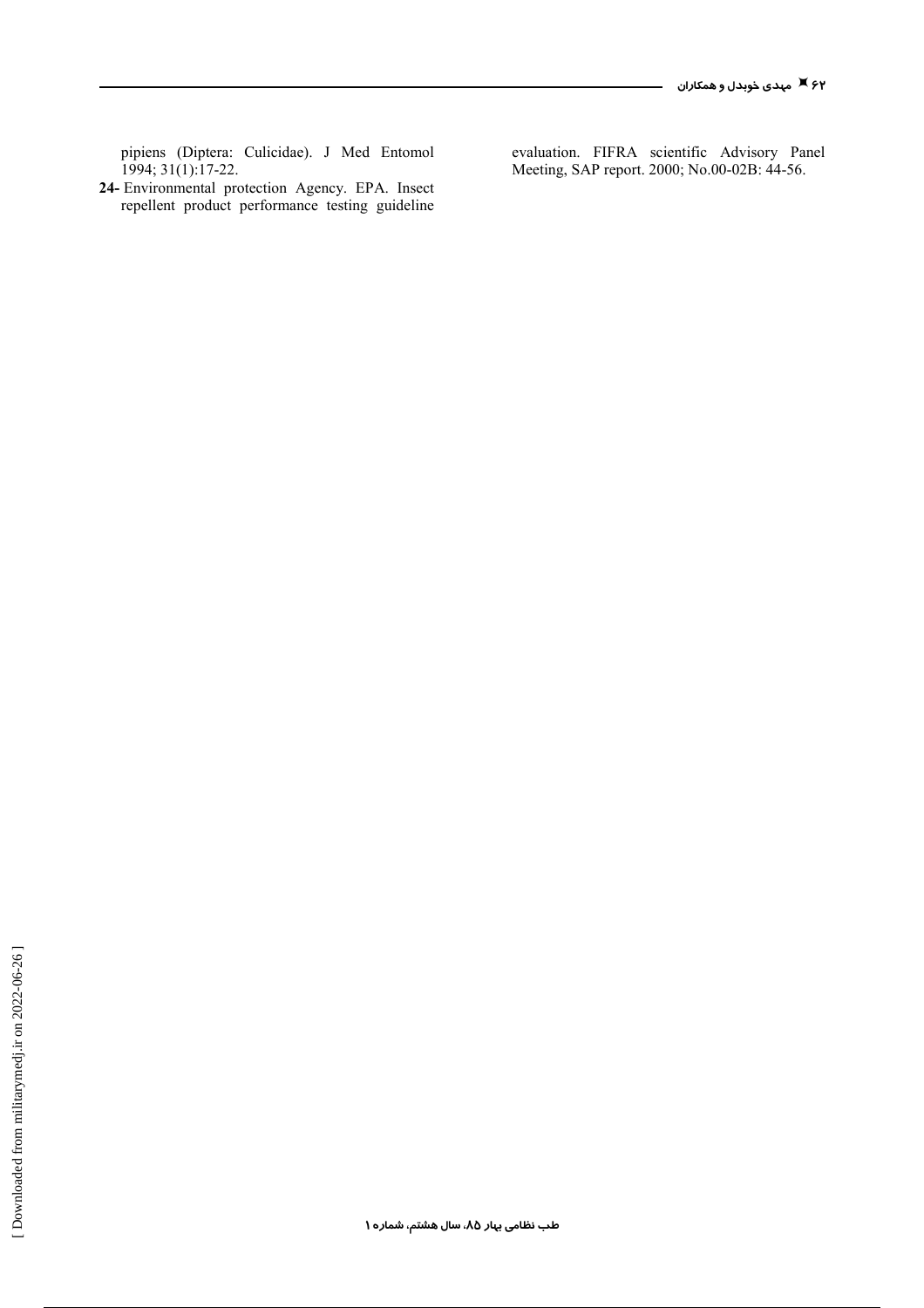pipiens (Diptera: Culicidae). J Med Entomol 1994; 31(1):17-22.

**24-** Environmental protection Agency. EPA. Insect repellent product performance testing guideline evaluation. FIFRA scientific Advisory Panel Meeting, SAP report. 2000; No.00-02B: 44-56.